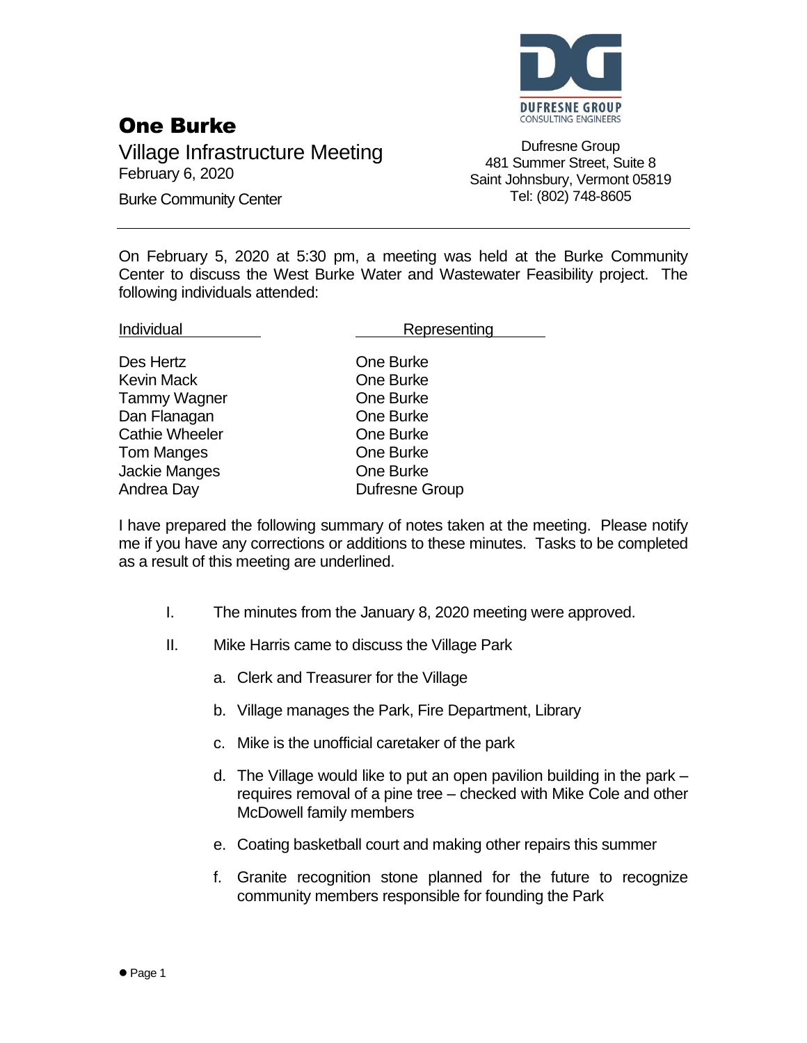# One Burke

Village Infrastructure Meeting
February 6, 2020
Burke Community Center

DUFRESNE GROUP
CONSULTING ENGINEERS

Dufresne Group
481 Summer Street, Suite 8
Saint Johnsbury, Vermont 05819
Tel: (802) 748-8605

---

On February 5, 2020 at 5:30 pm, a meeting was held at the Burke Community Center to discuss the West Burke Water and Wastewater Feasibility project. The following individuals attended:

| Individual | Representing |
|---|---|
| Des Hertz | One Burke |
| Kevin Mack | One Burke |
| Tammy Wagner | One Burke |
| Dan Flanagan | One Burke |
| Cathie Wheeler | One Burke |
| Tom Manges | One Burke |
| Jackie Manges | One Burke |
| Andrea Day | Dufresne Group |

I have prepared the following summary of notes taken at the meeting. Please notify me if you have any corrections or additions to these minutes. Tasks to be completed as a result of this meeting are underlined.

I. The minutes from the January 8, 2020 meeting were approved.

II. Mike Harris came to discuss the Village Park

   a. Clerk and Treasurer for the Village

   b. Village manages the Park, Fire Department, Library

   c. Mike is the unofficial caretaker of the park

   d. The Village would like to put an open pavilion building in the park – requires removal of a pine tree – checked with Mike Cole and other McDowell family members

   e. Coating basketball court and making other repairs this summer

   f. Granite recognition stone planned for the future to recognize community members responsible for founding the Park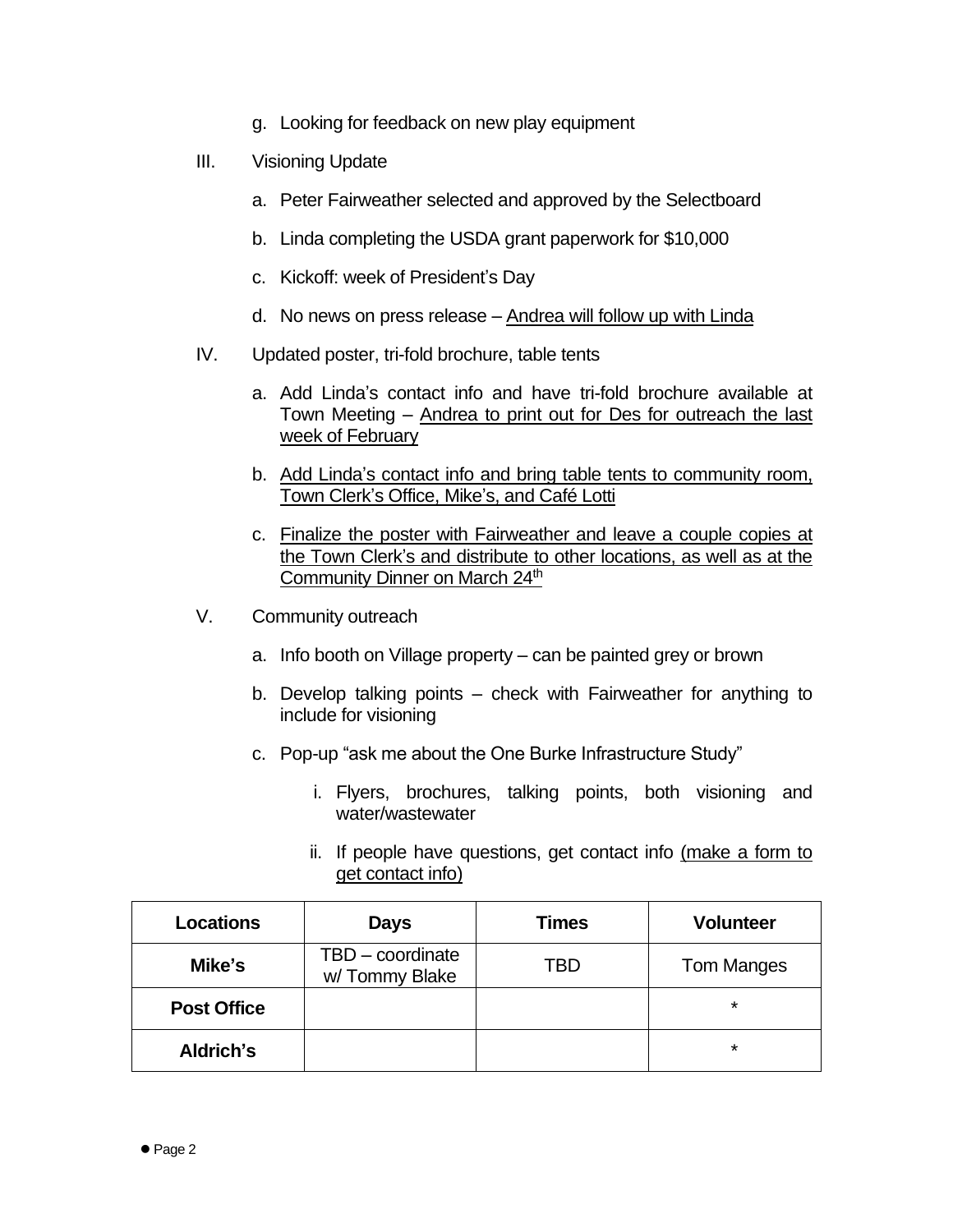g. Looking for feedback on new play equipment

III. Visioning Update

a. Peter Fairweather selected and approved by the Selectboard

b. Linda completing the USDA grant paperwork for $10,000

c. Kickoff: week of President's Day

d. No news on press release – <u>Andrea will follow up with Linda</u>

IV. Updated poster, tri-fold brochure, table tents

a. Add Linda's contact info and have tri-fold brochure available at Town Meeting – <u>Andrea to print out for Des for outreach the last week of February</u>

b. <u>Add Linda's contact info and bring table tents to community room, Town Clerk's Office, Mike's, and Café Lotti</u>

c. <u>Finalize the poster with Fairweather and leave a couple copies at the Town Clerk's and distribute to other locations, as well as at the Community Dinner on March 24th</u>

V. Community outreach

a. Info booth on Village property – can be painted grey or brown

b. Develop talking points – check with Fairweather for anything to include for visioning

c. Pop-up "ask me about the One Burke Infrastructure Study"

i. Flyers, brochures, talking points, both visioning and water/wastewater

ii. If people have questions, get contact info <u>(make a form to get contact info)</u>

| Locations | Days | Times | Volunteer |
|---|---|---|---|
| **Mike's** | TBD – coordinate w/ Tommy Blake | TBD | Tom Manges |
| **Post Office** | | | * |
| **Aldrich's** | | | * |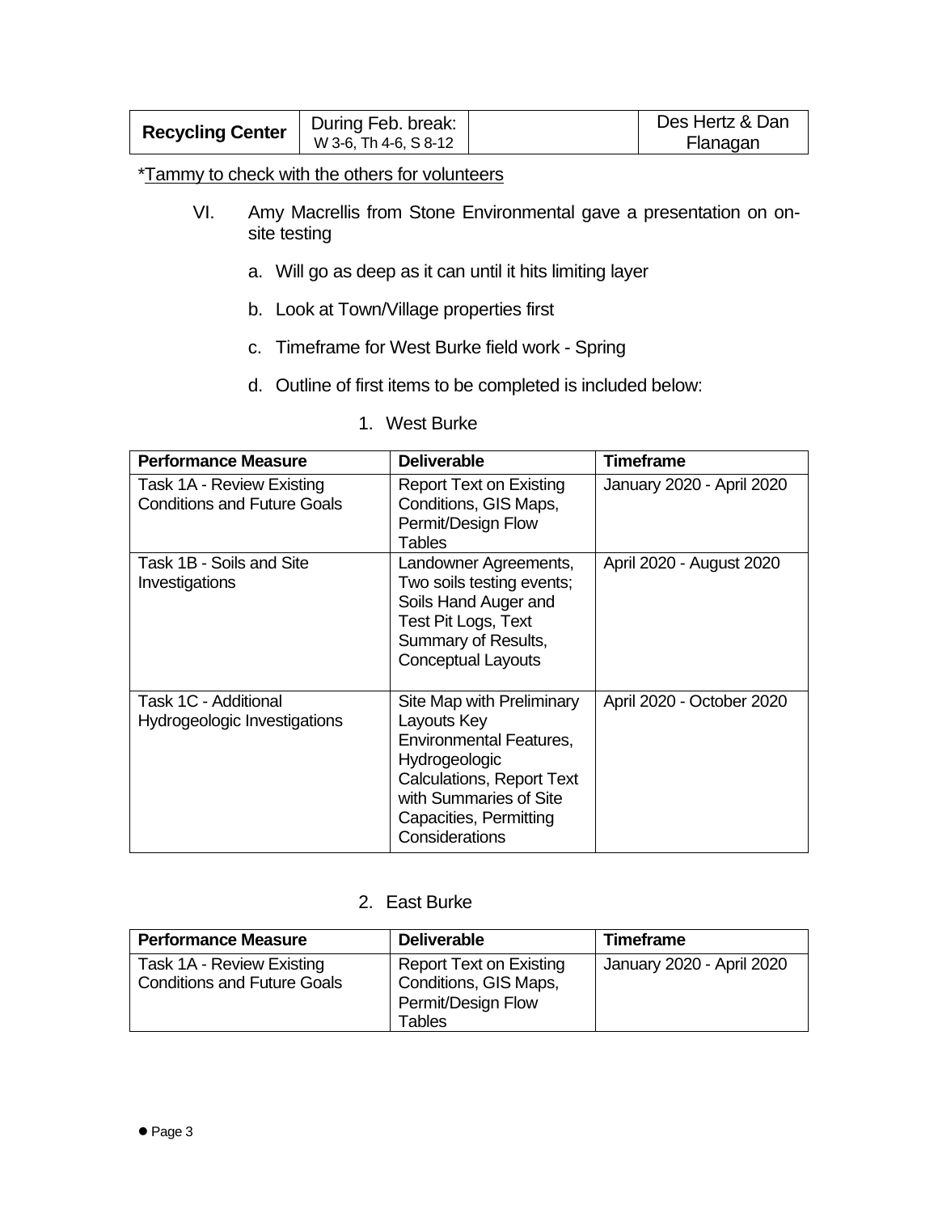| Recycling Center | During Feb. break: W 3-6, Th 4-6, S 8-12 | | Des Hertz & Dan Flanagan |
|---|---|---|---|

*Tammy to check with the others for volunteers

VI. Amy Macrellis from Stone Environmental gave a presentation on on-site testing

a. Will go as deep as it can until it hits limiting layer

b. Look at Town/Village properties first

c. Timeframe for West Burke field work - Spring

d. Outline of first items to be completed is included below:

1. West Burke

| Performance Measure | Deliverable | Timeframe |
|---|---|---|
| Task 1A - Review Existing Conditions and Future Goals | Report Text on Existing Conditions, GIS Maps, Permit/Design Flow Tables | January 2020 - April 2020 |
| Task 1B - Soils and Site Investigations | Landowner Agreements, Two soils testing events; Soils Hand Auger and Test Pit Logs, Text Summary of Results, Conceptual Layouts | April 2020 - August 2020 |
| Task 1C - Additional Hydrogeologic Investigations | Site Map with Preliminary Layouts Key Environmental Features, Hydrogeologic Calculations, Report Text with Summaries of Site Capacities, Permitting Considerations | April 2020 - October 2020 |

2. East Burke

| Performance Measure | Deliverable | Timeframe |
|---|---|---|
| Task 1A - Review Existing Conditions and Future Goals | Report Text on Existing Conditions, GIS Maps, Permit/Design Flow Tables | January 2020 - April 2020 |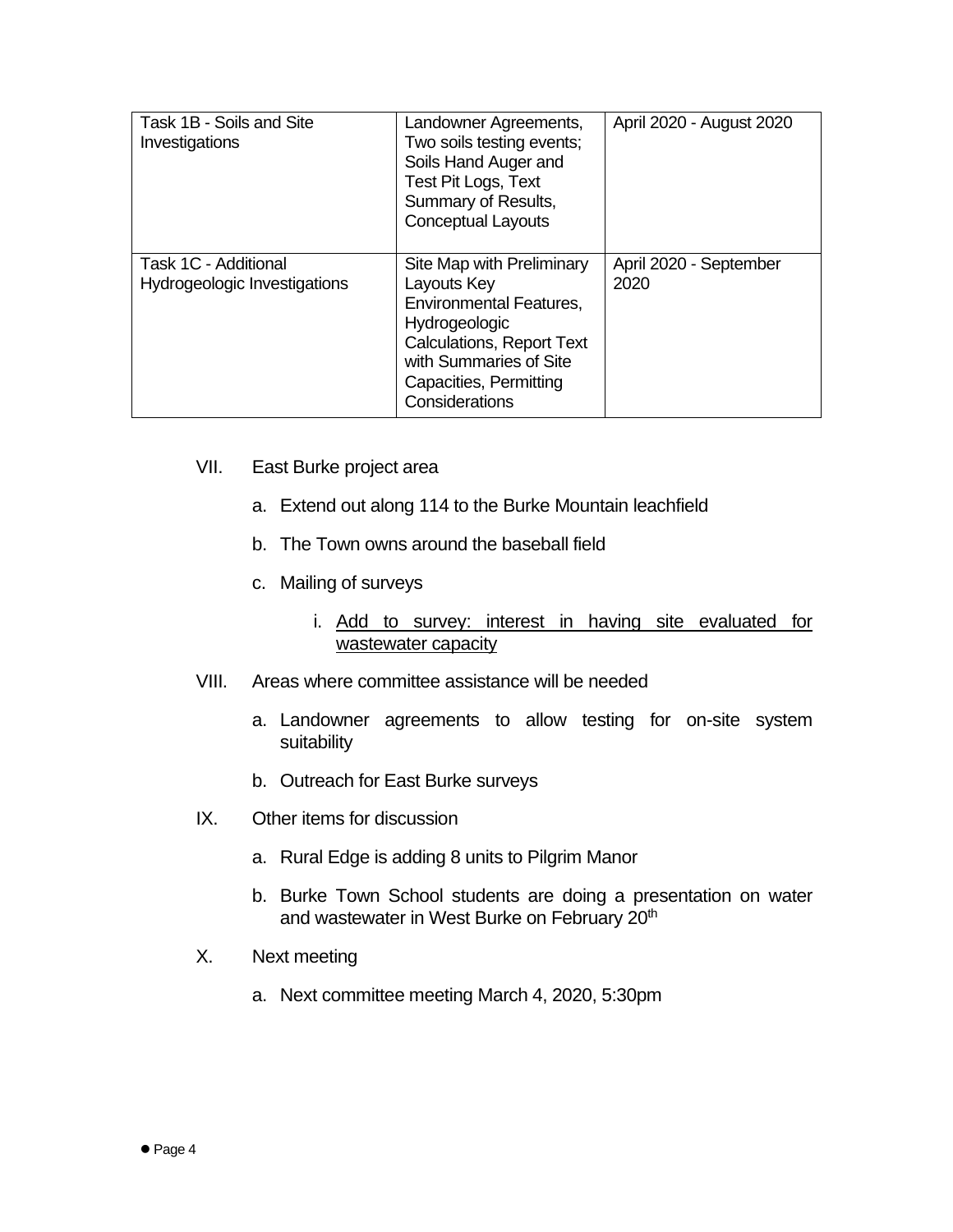| | | |
|---|---|---|
| Task 1B - Soils and Site Investigations | Landowner Agreements, Two soils testing events; Soils Hand Auger and Test Pit Logs, Text Summary of Results, Conceptual Layouts | April 2020 - August 2020 |
| Task 1C - Additional Hydrogeologic Investigations | Site Map with Preliminary Layouts Key Environmental Features, Hydrogeologic Calculations, Report Text with Summaries of Site Capacities, Permitting Considerations | April 2020 - September 2020 |

VII. East Burke project area

a. Extend out along 114 to the Burke Mountain leachfield

b. The Town owns around the baseball field

c. Mailing of surveys

i. Add to survey: interest in having site evaluated for wastewater capacity

VIII. Areas where committee assistance will be needed

a. Landowner agreements to allow testing for on-site system suitability

b. Outreach for East Burke surveys

IX. Other items for discussion

a. Rural Edge is adding 8 units to Pilgrim Manor

b. Burke Town School students are doing a presentation on water and wastewater in West Burke on February 20th

X. Next meeting

a. Next committee meeting March 4, 2020, 5:30pm